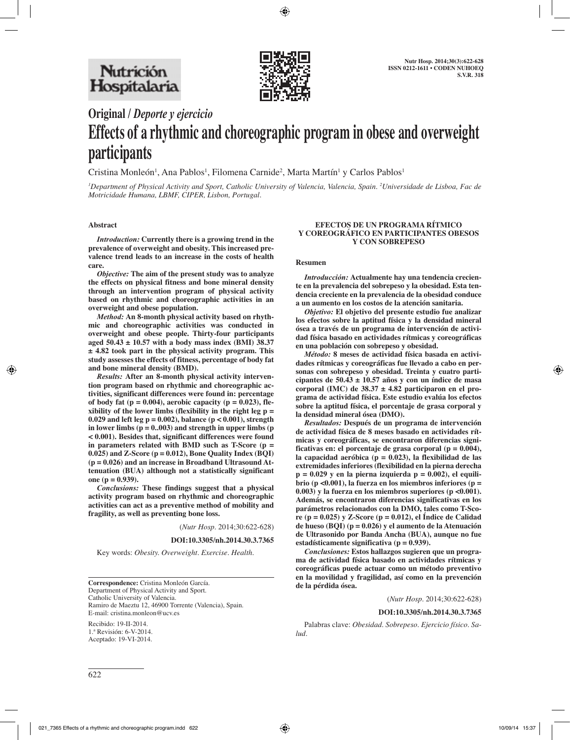**Original / *Deporte y ejercicio***

# Effects of a rhythmic and choreographic program in obese and overweight participants

Cristina Monleón[1], Ana Pablos[1], Filomena Carnide[2], Marta Martín[1] y Carlos Pablos[1]

*[1]Department of Physical Activity and Sport, Catholic University of Valencia, Valencia, Spain. [2]Universidade de Lisboa, Fac de Motricidade Humana, LBMF, CIPER, Lisbon, Portugal.*

## Abstract

***Introduction:*** **Currently there is a growing trend in the prevalence of overweight and obesity. This increased prevalence trend leads to an increase in the costs of health care.**

***Objective:*** **The aim of the present study was to analyze the effects on physical fitness and bone mineral density through an intervention program of physical activity based on rhythmic and choreographic activities in an overweight and obese population.**

***Method:*** **An 8-month physical activity based on rhythmic and choreographic activities was conducted in overweight and obese people. Thirty-four participants aged 50.43 ± 10.57 with a body mass index (BMI) 38.37 ± 4.82 took part in the physical activity program. This study assesses the effects of fitness, percentage of body fat and bone mineral density (BMD).**

***Results:*** **After an 8-month physical activity intervention program based on rhythmic and choreographic activities, significant differences were found in: percentage of body fat (p = 0.004), aerobic capacity (p = 0.023), flexibility of the lower limbs (flexibility in the right leg p = 0.029 and left leg p = 0.002), balance (p < 0.001), strength in lower limbs (p = 0..003) and strength in upper limbs (p < 0.001). Besides that, significant differences were found in parameters related with BMD such as T-Score (p = 0.025) and Z-Score (p = 0.012), Bone Quality Index (BQI) (p = 0.026) and an increase in Broadband Ultrasound Attenuation (BUA) although not a statistically significant one (p = 0.939).**

***Conclusions:*** **These findings suggest that a physical activity program based on rhythmic and choreographic activities can act as a preventive method of mobility and fragility, as well as preventing bone loss.**

(*Nutr Hosp*. 2014;30:622-628)

**DOI:10.3305/nh.2014.30.3.7365**

Key words: *Obesity. Overweight. Exercise. Health.*

**Correspondence:** Cristina Monleón García.
Department of Physical Activity and Sport.
Catholic University of Valencia.
Ramiro de Maeztu 12, 46900 Torrente (Valencia), Spain.
E-mail: cristina.monleon@ucv.es

Recibido: 19-II-2014.
1.ª Revisión: 6-V-2014.
Aceptado: 19-VI-2014.

## EFECTOS DE UN PROGRAMA RÍTMICO Y COREOGRÁFICO EN PARTICIPANTES OBESOS Y CON SOBREPESO

### Resumen

***Introducción:*** **Actualmente hay una tendencia creciente en la prevalencia del sobrepeso y la obesidad. Esta tendencia creciente en la prevalencia de la obesidad conduce a un aumento en los costos de la atención sanitaria.**

***Objetivo:*** **El objetivo del presente estudio fue analizar los efectos sobre la aptitud física y la densidad mineral ósea a través de un programa de intervención de actividad física basado en actividades rítmicas y coreográficas en una población con sobrepeso y obesidad.**

***Método:*** **8 meses de actividad física basada en actividades rítmicas y coreográficas fue llevado a cabo en personas con sobrepeso y obesidad. Treinta y cuatro participantes de 50.43 ± 10.57 años y con un índice de masa corporal (IMC) de 38.37 ± 4.82 participaron en el programa de actividad física. Este estudio evalúa los efectos sobre la aptitud física, el porcentaje de grasa corporal y la densidad mineral ósea (DMO).**

***Resultados:*** **Después de un programa de intervención de actividad física de 8 meses basado en actividades rítmicas y coreográficas, se encontraron diferencias significativas en: el porcentaje de grasa corporal (p = 0.004), la capacidad aeróbica (p = 0.023), la flexibilidad de las extremidades inferiores (flexibilidad en la pierna derecha p = 0.029 y en la pierna izquierda p = 0.002), el equilibrio (p <0.001), la fuerza en los miembros inferiores (p = 0.003) y la fuerza en los miembros superiores (p <0.001). Además, se encontraron diferencias significativas en los parámetros relacionados con la DMO, tales como T-Score (p = 0.025) y Z-Score (p = 0.012), el Índice de Calidad de hueso (BQI) (p = 0.026) y el aumento de la Atenuación de Ultrasonido por Banda Ancha (BUA), aunque no fue estadísticamente significativa (p = 0.939).**

***Conclusiones:*** **Estos hallazgos sugieren que un programa de actividad física basado en actividades rítmicas y coreográficas puede actuar como un método preventivo en la movilidad y fragilidad, así como en la prevención de la pérdida ósea.**

(*Nutr Hosp*. 2014;30:622-628)

**DOI:10.3305/nh.2014.30.3.7365**

Palabras clave: *Obesidad. Sobrepeso. Ejercicio físico. Salud.*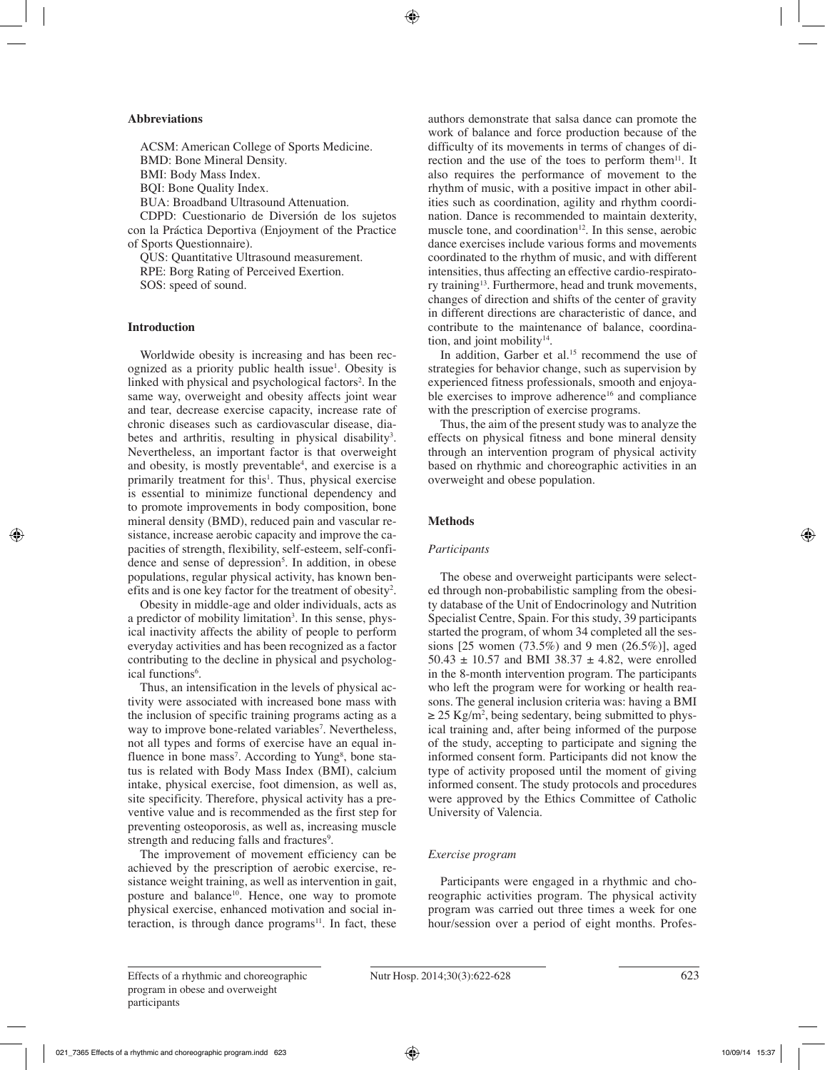### Abbreviations

ACSM: American College of Sports Medicine.
BMD: Bone Mineral Density.
BMI: Body Mass Index.
BQI: Bone Quality Index.
BUA: Broadband Ultrasound Attenuation.
CDPD: Cuestionario de Diversión de los sujetos con la Práctica Deportiva (Enjoyment of the Practice of Sports Questionnaire).
QUS: Quantitative Ultrasound measurement.
RPE: Borg Rating of Perceived Exertion.
SOS: speed of sound.

### Introduction

Worldwide obesity is increasing and has been recognized as a priority public health issue[1]. Obesity is linked with physical and psychological factors[2]. In the same way, overweight and obesity affects joint wear and tear, decrease exercise capacity, increase rate of chronic diseases such as cardiovascular disease, diabetes and arthritis, resulting in physical disability[3]. Nevertheless, an important factor is that overweight and obesity, is mostly preventable[4], and exercise is a primarily treatment for this[1]. Thus, physical exercise is essential to minimize functional dependency and to promote improvements in body composition, bone mineral density (BMD), reduced pain and vascular resistance, increase aerobic capacity and improve the capacities of strength, flexibility, self-esteem, self-confidence and sense of depression[5]. In addition, in obese populations, regular physical activity, has known benefits and is one key factor for the treatment of obesity[2].

Obesity in middle-age and older individuals, acts as a predictor of mobility limitation[3]. In this sense, physical inactivity affects the ability of people to perform everyday activities and has been recognized as a factor contributing to the decline in physical and psychological functions[6].

Thus, an intensification in the levels of physical activity were associated with increased bone mass with the inclusion of specific training programs acting as a way to improve bone-related variables[7]. Nevertheless, not all types and forms of exercise have an equal influence in bone mass[7]. According to Yung[8], bone status is related with Body Mass Index (BMI), calcium intake, physical exercise, foot dimension, as well as, site specificity. Therefore, physical activity has a preventive value and is recommended as the first step for preventing osteoporosis, as well as, increasing muscle strength and reducing falls and fractures[9].

The improvement of movement efficiency can be achieved by the prescription of aerobic exercise, resistance weight training, as well as intervention in gait, posture and balance[10]. Hence, one way to promote physical exercise, enhanced motivation and social interaction, is through dance programs[11]. In fact, these authors demonstrate that salsa dance can promote the work of balance and force production because of the difficulty of its movements in terms of changes of direction and the use of the toes to perform them[11]. It also requires the performance of movement to the rhythm of music, with a positive impact in other abilities such as coordination, agility and rhythm coordination. Dance is recommended to maintain dexterity, muscle tone, and coordination[12]. In this sense, aerobic dance exercises include various forms and movements coordinated to the rhythm of music, and with different intensities, thus affecting an effective cardio-respiratory training[13]. Furthermore, head and trunk movements, changes of direction and shifts of the center of gravity in different directions are characteristic of dance, and contribute to the maintenance of balance, coordination, and joint mobility[14].

In addition, Garber et al.[15] recommend the use of strategies for behavior change, such as supervision by experienced fitness professionals, smooth and enjoyable exercises to improve adherence[16] and compliance with the prescription of exercise programs.

Thus, the aim of the present study was to analyze the effects on physical fitness and bone mineral density through an intervention program of physical activity based on rhythmic and choreographic activities in an overweight and obese population.

### Methods

#### *Participants*

The obese and overweight participants were selected through non-probabilistic sampling from the obesity database of the Unit of Endocrinology and Nutrition Specialist Centre, Spain. For this study, 39 participants started the program, of whom 34 completed all the sessions [25 women (73.5%) and 9 men (26.5%)], aged 50.43 ± 10.57 and BMI 38.37 ± 4.82, were enrolled in the 8-month intervention program. The participants who left the program were for working or health reasons. The general inclusion criteria was: having a BMI ≥ 25 Kg/m$^2$, being sedentary, being submitted to physical training and, after being informed of the purpose of the study, accepting to participate and signing the informed consent form. Participants did not know the type of activity proposed until the moment of giving informed consent. The study protocols and procedures were approved by the Ethics Committee of Catholic University of Valencia.

#### *Exercise program*

Participants were engaged in a rhythmic and choreographic activities program. The physical activity program was carried out three times a week for one hour/session over a period of eight months. Profes-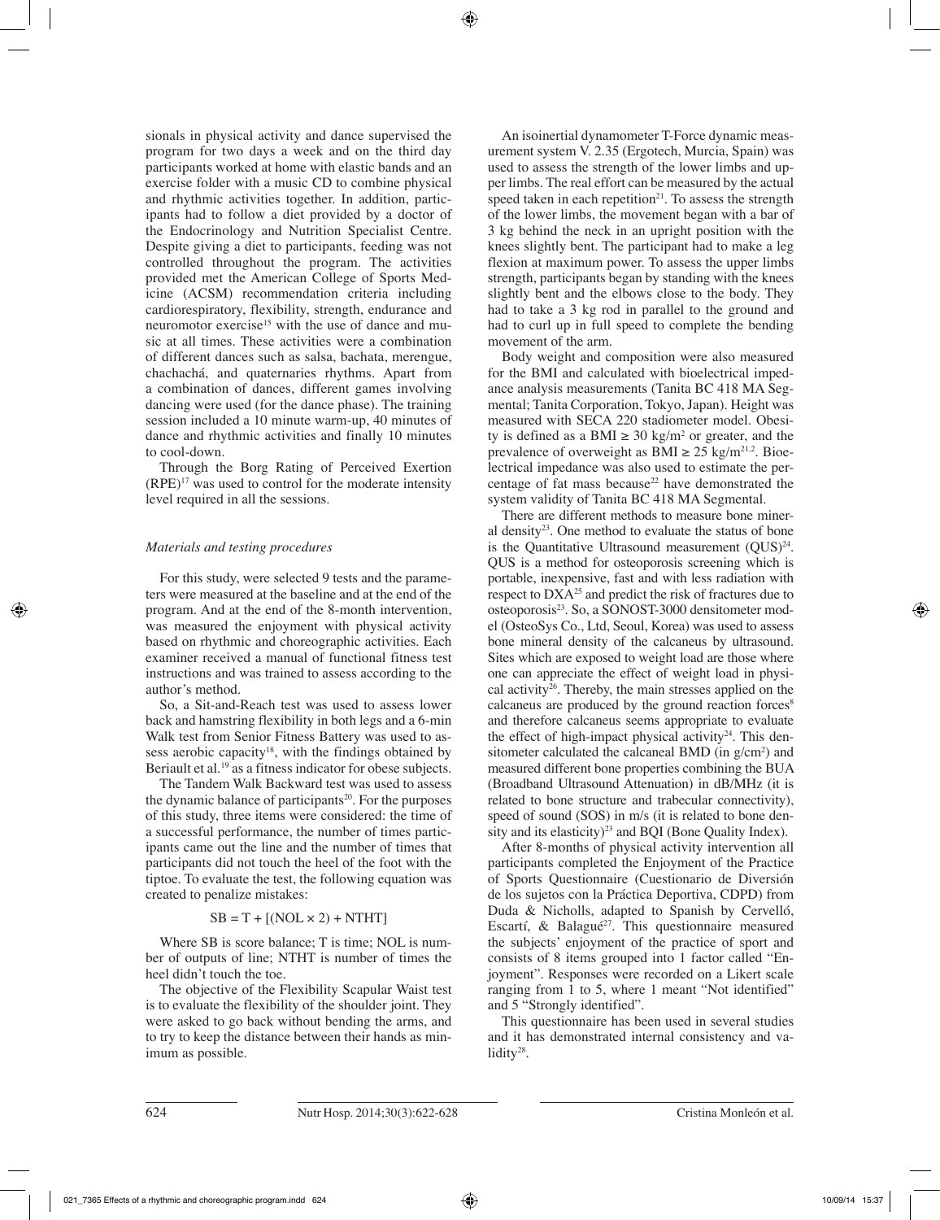sionals in physical activity and dance supervised the program for two days a week and on the third day participants worked at home with elastic bands and an exercise folder with a music CD to combine physical and rhythmic activities together. In addition, participants had to follow a diet provided by a doctor of the Endocrinology and Nutrition Specialist Centre. Despite giving a diet to participants, feeding was not controlled throughout the program. The activities provided met the American College of Sports Medicine (ACSM) recommendation criteria including cardiorespiratory, flexibility, strength, endurance and neuromotor exercise[15] with the use of dance and music at all times. These activities were a combination of different dances such as salsa, bachata, merengue, chachachá, and quaternaries rhythms. Apart from a combination of dances, different games involving dancing were used (for the dance phase). The training session included a 10 minute warm-up, 40 minutes of dance and rhythmic activities and finally 10 minutes to cool-down.

Through the Borg Rating of Perceived Exertion (RPE)[17] was used to control for the moderate intensity level required in all the sessions.

### *Materials and testing procedures*

For this study, were selected 9 tests and the parameters were measured at the baseline and at the end of the program. And at the end of the 8-month intervention, was measured the enjoyment with physical activity based on rhythmic and choreographic activities. Each examiner received a manual of functional fitness test instructions and was trained to assess according to the author's method.

So, a Sit-and-Reach test was used to assess lower back and hamstring flexibility in both legs and a 6-min Walk test from Senior Fitness Battery was used to assess aerobic capacity[18], with the findings obtained by Beriault et al.[19] as a fitness indicator for obese subjects.

The Tandem Walk Backward test was used to assess the dynamic balance of participants[20]. For the purposes of this study, three items were considered: the time of a successful performance, the number of times participants came out the line and the number of times that participants did not touch the heel of the foot with the tiptoe. To evaluate the test, the following equation was created to penalize mistakes:

$$SB = T + [(NOL \times 2) + NTHT]$$

Where SB is score balance; T is time; NOL is number of outputs of line; NTHT is number of times the heel didn't touch the toe.

The objective of the Flexibility Scapular Waist test is to evaluate the flexibility of the shoulder joint. They were asked to go back without bending the arms, and to try to keep the distance between their hands as minimum as possible.

An isoinertial dynamometer T-Force dynamic measurement system V. 2.35 (Ergotech, Murcia, Spain) was used to assess the strength of the lower limbs and upper limbs. The real effort can be measured by the actual speed taken in each repetition[21]. To assess the strength of the lower limbs, the movement began with a bar of 3 kg behind the neck in an upright position with the knees slightly bent. The participant had to make a leg flexion at maximum power. To assess the upper limbs strength, participants began by standing with the knees slightly bent and the elbows close to the body. They had to take a 3 kg rod in parallel to the ground and had to curl up in full speed to complete the bending movement of the arm.

Body weight and composition were also measured for the BMI and calculated with bioelectrical impedance analysis measurements (Tanita BC 418 MA Segmental; Tanita Corporation, Tokyo, Japan). Height was measured with SECA 220 stadiometer model. Obesity is defined as a BMI $\geq 30$ kg/m$^2$ or greater, and the prevalence of overweight as BMI $\geq 25$ kg/m$^2$[21,2]. Bioelectrical impedance was also used to estimate the percentage of fat mass because[22] have demonstrated the system validity of Tanita BC 418 MA Segmental.

There are different methods to measure bone mineral density[23]. One method to evaluate the status of bone is the Quantitative Ultrasound measurement (QUS)[24]. QUS is a method for osteoporosis screening which is portable, inexpensive, fast and with less radiation with respect to DXA[25] and predict the risk of fractures due to osteoporosis[23]. So, a SONOST-3000 densitometer model (OsteoSys Co., Ltd, Seoul, Korea) was used to assess bone mineral density of the calcaneus by ultrasound. Sites which are exposed to weight load are those where one can appreciate the effect of weight load in physical activity[26]. Thereby, the main stresses applied on the calcaneus are produced by the ground reaction forces[8] and therefore calcaneus seems appropriate to evaluate the effect of high-impact physical activity[24]. This densitometer calculated the calcaneal BMD (in g/cm$^2$) and measured different bone properties combining the BUA (Broadband Ultrasound Attenuation) in dB/MHz (it is related to bone structure and trabecular connectivity), speed of sound (SOS) in m/s (it is related to bone density and its elasticity)[23] and BQI (Bone Quality Index).

After 8-months of physical activity intervention all participants completed the Enjoyment of the Practice of Sports Questionnaire (Cuestionario de Diversión de los sujetos con la Práctica Deportiva, CDPD) from Duda & Nicholls, adapted to Spanish by Cervelló, Escartí, & Balagué[27]. This questionnaire measured the subjects' enjoyment of the practice of sport and consists of 8 items grouped into 1 factor called "Enjoyment". Responses were recorded on a Likert scale ranging from 1 to 5, where 1 meant "Not identified" and 5 "Strongly identified".

This questionnaire has been used in several studies and it has demonstrated internal consistency and validity[28].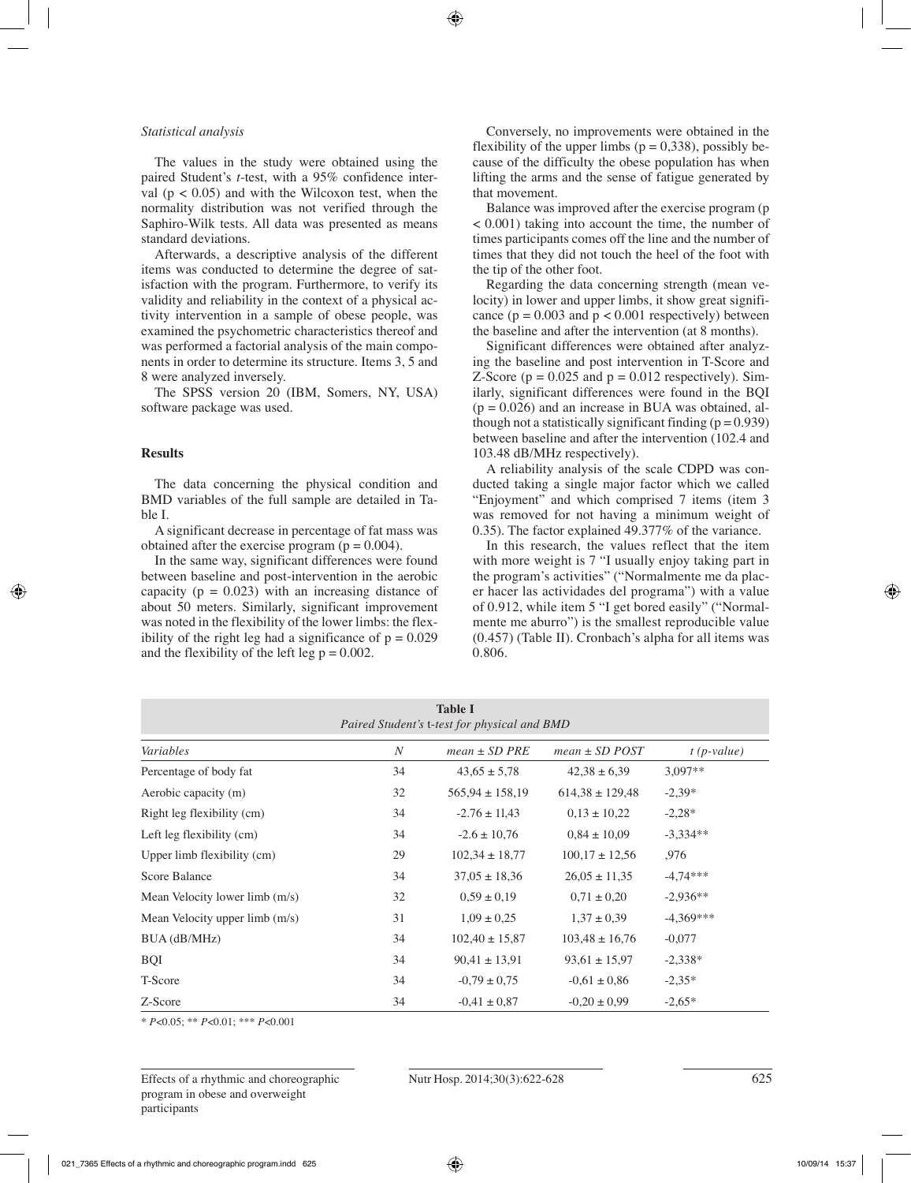*Statistical analysis*

The values in the study were obtained using the paired Student's *t*-test, with a 95% confidence interval ($p < 0.05$) and with the Wilcoxon test, when the normality distribution was not verified through the Saphiro-Wilk tests. All data was presented as means standard deviations.

Afterwards, a descriptive analysis of the different items was conducted to determine the degree of satisfaction with the program. Furthermore, to verify its validity and reliability in the context of a physical activity intervention in a sample of obese people, was examined the psychometric characteristics thereof and was performed a factorial analysis of the main components in order to determine its structure. Items 3, 5 and 8 were analyzed inversely.

The SPSS version 20 (IBM, Somers, NY, USA) software package was used.

## Results

The data concerning the physical condition and BMD variables of the full sample are detailed in Table I.

A significant decrease in percentage of fat mass was obtained after the exercise program ($p = 0.004$).

In the same way, significant differences were found between baseline and post-intervention in the aerobic capacity ($p = 0.023$) with an increasing distance of about 50 meters. Similarly, significant improvement was noted in the flexibility of the lower limbs: the flexibility of the right leg had a significance of $p = 0.029$ and the flexibility of the left leg $p = 0.002$.

Conversely, no improvements were obtained in the flexibility of the upper limbs ($p = 0,338$), possibly because of the difficulty the obese population has when lifting the arms and the sense of fatigue generated by that movement.

Balance was improved after the exercise program ($p < 0.001$) taking into account the time, the number of times participants comes off the line and the number of times that they did not touch the heel of the foot with the tip of the other foot.

Regarding the data concerning strength (mean velocity) in lower and upper limbs, it show great significance ($p = 0.003$ and $p < 0.001$ respectively) between the baseline and after the intervention (at 8 months).

Significant differences were obtained after analyzing the baseline and post intervention in T-Score and Z-Score ($p = 0.025$ and $p = 0.012$ respectively). Similarly, significant differences were found in the BQI ($p = 0.026$) and an increase in BUA was obtained, although not a statistically significant finding ($p = 0.939$) between baseline and after the intervention (102.4 and 103.48 dB/MHz respectively).

A reliability analysis of the scale CDPD was conducted taking a single major factor which we called "Enjoyment" and which comprised 7 items (item 3 was removed for not having a minimum weight of 0.35). The factor explained 49.377% of the variance.

In this research, the values reflect that the item with more weight is 7 "I usually enjoy taking part in the program's activities" ("Normalmente me da placer hacer las actividades del programa") with a value of 0.912, while item 5 "I get bored easily" ("Normalmente me aburro") is the smallest reproducible value (0.457) (Table II). Cronbach's alpha for all items was 0.806.

**Table I**
*Paired Student's t-test for physical and BMD*

| *Variables* | *N* | *mean ± SD PRE* | *mean ± SD POST* | *t (p-value)* |
|---|---|---|---|---|
| Percentage of body fat | 34 | 43,65 ± 5,78 | 42,38 ± 6,39 | 3,097** |
| Aerobic capacity (m) | 32 | 565,94 ± 158,19 | 614,38 ± 129,48 | -2,39* |
| Right leg flexibility (cm) | 34 | -2.76 ± 11,43 | 0,13 ± 10,22 | -2,28* |
| Left leg flexibility (cm) | 34 | -2.6 ± 10,76 | 0,84 ± 10,09 | -3,334** |
| Upper limb flexibility (cm) | 29 | 102,34 ± 18,77 | 100,17 ± 12,56 | ,976 |
| Score Balance | 34 | 37,05 ± 18,36 | 26,05 ± 11,35 | -4,74*** |
| Mean Velocity lower limb (m/s) | 32 | 0,59 ± 0,19 | 0,71 ± 0,20 | -2,936** |
| Mean Velocity upper limb (m/s) | 31 | 1,09 ± 0,25 | 1,37 ± 0,39 | -4,369*** |
| BUA (dB/MHz) | 34 | 102,40 ± 15,87 | 103,48 ± 16,76 | -0,077 |
| BQI | 34 | 90,41 ± 13,91 | 93,61 ± 15,97 | -2,338* |
| T-Score | 34 | -0,79 ± 0,75 | -0,61 ± 0,86 | -2,35* |
| Z-Score | 34 | -0,41 ± 0,87 | -0,20 ± 0,99 | -2,65* |

* $P<0.05$; ** $P<0.01$; *** $P<0.001$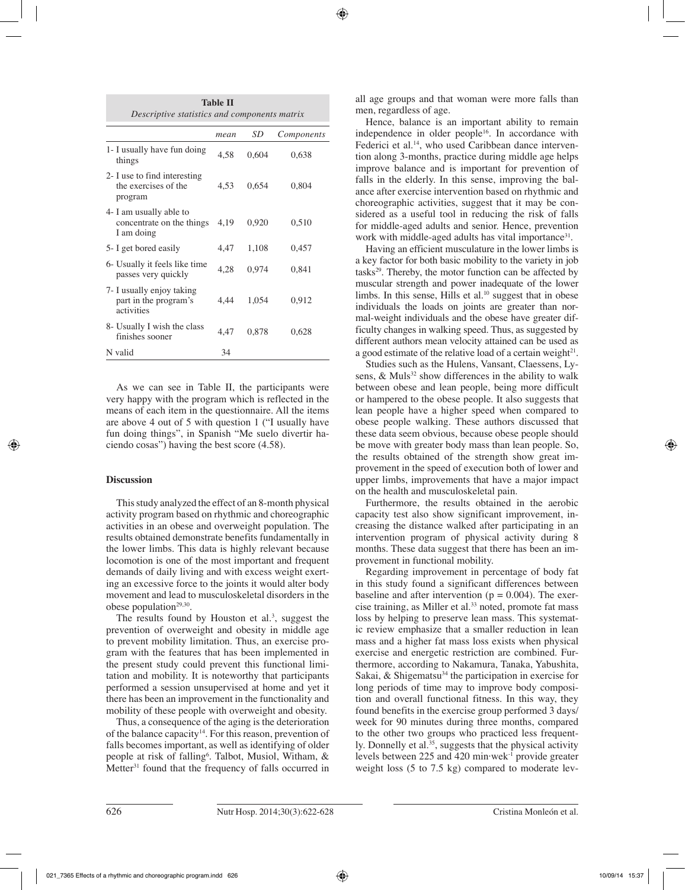**Table II**
*Descriptive statistics and components matrix*

| | *mean* | *SD* | *Components* |
|---|---|---|---|
| 1- I usually have fun doing things | 4,58 | 0,604 | 0,638 |
| 2- I use to find interesting the exercises of the program | 4,53 | 0,654 | 0,804 |
| 4- I am usually able to concentrate on the things I am doing | 4,19 | 0,920 | 0,510 |
| 5- I get bored easily | 4,47 | 1,108 | 0,457 |
| 6- Usually it feels like time passes very quickly | 4,28 | 0,974 | 0,841 |
| 7- I usually enjoy taking part in the program's activities | 4,44 | 1,054 | 0,912 |
| 8- Usually I wish the class finishes sooner | 4,47 | 0,878 | 0,628 |
| N valid | 34 | | |

As we can see in Table II, the participants were very happy with the program which is reflected in the means of each item in the questionnaire. All the items are above 4 out of 5 with question 1 ("I usually have fun doing things", in Spanish "Me suelo divertir haciendo cosas") having the best score (4.58).

## Discussion

This study analyzed the effect of an 8-month physical activity program based on rhythmic and choreographic activities in an obese and overweight population. The results obtained demonstrate benefits fundamentally in the lower limbs. This data is highly relevant because locomotion is one of the most important and frequent demands of daily living and with excess weight exerting an excessive force to the joints it would alter body movement and lead to musculoskeletal disorders in the obese population[29,30].

The results found by Houston et al.[3], suggest the prevention of overweight and obesity in middle age to prevent mobility limitation. Thus, an exercise program with the features that has been implemented in the present study could prevent this functional limitation and mobility. It is noteworthy that participants performed a session unsupervised at home and yet it there has been an improvement in the functionality and mobility of these people with overweight and obesity.

Thus, a consequence of the aging is the deterioration of the balance capacity[14]. For this reason, prevention of falls becomes important, as well as identifying of older people at risk of falling[6]. Talbot, Musiol, Witham, & Metter[31] found that the frequency of falls occurred in all age groups and that woman were more falls than men, regardless of age.

Hence, balance is an important ability to remain independence in older people[16]. In accordance with Federici et al.[14], who used Caribbean dance intervention along 3-months, practice during middle age helps improve balance and is important for prevention of falls in the elderly. In this sense, improving the balance after exercise intervention based on rhythmic and choreographic activities, suggest that it may be considered as a useful tool in reducing the risk of falls for middle-aged adults and senior. Hence, prevention work with middle-aged adults has vital importance[31].

Having an efficient musculature in the lower limbs is a key factor for both basic mobility to the variety in job tasks[29]. Thereby, the motor function can be affected by muscular strength and power inadequate of the lower limbs. In this sense, Hills et al.[10] suggest that in obese individuals the loads on joints are greater than normal-weight individuals and the obese have greater difficulty changes in walking speed. Thus, as suggested by different authors mean velocity attained can be used as a good estimate of the relative load of a certain weight[21].

Studies such as the Hulens, Vansant, Claessens, Lysens, & Muls[32] show differences in the ability to walk between obese and lean people, being more difficult or hampered to the obese people. It also suggests that lean people have a higher speed when compared to obese people walking. These authors discussed that these data seem obvious, because obese people should be move with greater body mass than lean people. So, the results obtained of the strength show great improvement in the speed of execution both of lower and upper limbs, improvements that have a major impact on the health and musculoskeletal pain.

Furthermore, the results obtained in the aerobic capacity test also show significant improvement, increasing the distance walked after participating in an intervention program of physical activity during 8 months. These data suggest that there has been an improvement in functional mobility.

Regarding improvement in percentage of body fat in this study found a significant differences between baseline and after intervention ($p = 0.004$). The exercise training, as Miller et al.[33] noted, promote fat mass loss by helping to preserve lean mass. This systematic review emphasize that a smaller reduction in lean mass and a higher fat mass loss exists when physical exercise and energetic restriction are combined. Furthermore, according to Nakamura, Tanaka, Yabushita, Sakai, & Shigematsu[34] the participation in exercise for long periods of time may to improve body composition and overall functional fitness. In this way, they found benefits in the exercise group performed 3 days/week for 90 minutes during three months, compared to the other two groups who practiced less frequently. Donnelly et al.[35], suggests that the physical activity levels between 225 and 420 min·wek$^{-1}$ provide greater weight loss (5 to 7.5 kg) compared to moderate lev-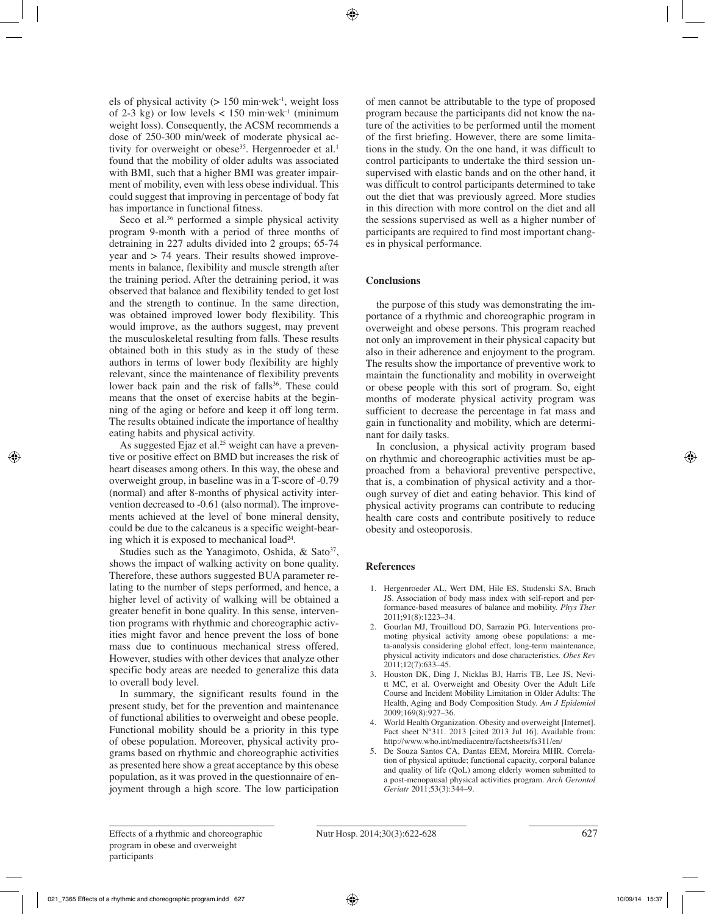els of physical activity (> 150 min·wek[-1], weight loss of 2-3 kg) or low levels < 150 min·wek[-1] (minimum weight loss). Consequently, the ACSM recommends a dose of 250-300 min/week of moderate physical activity for overweight or obese[35]. Hergenroeder et al.[1] found that the mobility of older adults was associated with BMI, such that a higher BMI was greater impairment of mobility, even with less obese individual. This could suggest that improving in percentage of body fat has importance in functional fitness.

Seco et al.[36] performed a simple physical activity program 9-month with a period of three months of detraining in 227 adults divided into 2 groups; 65-74 year and > 74 years. Their results showed improvements in balance, flexibility and muscle strength after the training period. After the detraining period, it was observed that balance and flexibility tended to get lost and the strength to continue. In the same direction, was obtained improved lower body flexibility. This would improve, as the authors suggest, may prevent the musculoskeletal resulting from falls. These results obtained both in this study as in the study of these authors in terms of lower body flexibility are highly relevant, since the maintenance of flexibility prevents lower back pain and the risk of falls[36]. These could means that the onset of exercise habits at the beginning of the aging or before and keep it off long term. The results obtained indicate the importance of healthy eating habits and physical activity.

As suggested Ejaz et al.[25] weight can have a preventive or positive effect on BMD but increases the risk of heart diseases among others. In this way, the obese and overweight group, in baseline was in a T-score of -0.79 (normal) and after 8-months of physical activity intervention decreased to -0.61 (also normal). The improvements achieved at the level of bone mineral density, could be due to the calcaneus is a specific weight-bearing which it is exposed to mechanical load[24].

Studies such as the Yanagimoto, Oshida, & Sato[37], shows the impact of walking activity on bone quality. Therefore, these authors suggested BUA parameter relating to the number of steps performed, and hence, a higher level of activity of walking will be obtained a greater benefit in bone quality. In this sense, intervention programs with rhythmic and choreographic activities might favor and hence prevent the loss of bone mass due to continuous mechanical stress offered. However, studies with other devices that analyze other specific body areas are needed to generalize this data to overall body level.

In summary, the significant results found in the present study, bet for the prevention and maintenance of functional abilities to overweight and obese people. Functional mobility should be a priority in this type of obese population. Moreover, physical activity programs based on rhythmic and choreographic activities as presented here show a great acceptance by this obese population, as it was proved in the questionnaire of enjoyment through a high score. The low participation of men cannot be attributable to the type of proposed program because the participants did not know the nature of the activities to be performed until the moment of the first briefing. However, there are some limitations in the study. On the one hand, it was difficult to control participants to undertake the third session unsupervised with elastic bands and on the other hand, it was difficult to control participants determined to take out the diet that was previously agreed. More studies in this direction with more control on the diet and all the sessions supervised as well as a higher number of participants are required to find most important changes in physical performance.

## Conclusions

the purpose of this study was demonstrating the importance of a rhythmic and choreographic program in overweight and obese persons. This program reached not only an improvement in their physical capacity but also in their adherence and enjoyment to the program. The results show the importance of preventive work to maintain the functionality and mobility in overweight or obese people with this sort of program. So, eight months of moderate physical activity program was sufficient to decrease the percentage in fat mass and gain in functionality and mobility, which are determinant for daily tasks.

In conclusion, a physical activity program based on rhythmic and choreographic activities must be approached from a behavioral preventive perspective, that is, a combination of physical activity and a thorough survey of diet and eating behavior. This kind of physical activity programs can contribute to reducing health care costs and contribute positively to reduce obesity and osteoporosis.

## References

1. Hergenroeder AL, Wert DM, Hile ES, Studenski SA, Brach JS. Association of body mass index with self-report and performance-based measures of balance and mobility. *Phys Ther* 2011;91(8):1223–34.
2. Gourlan MJ, Trouilloud DO, Sarrazin PG. Interventions promoting physical activity among obese populations: a meta-analysis considering global effect, long-term maintenance, physical activity indicators and dose characteristics. *Obes Rev* 2011;12(7):633–45.
3. Houston DK, Ding J, Nicklas BJ, Harris TB, Lee JS, Nevitt MC, et al. Overweight and Obesity Over the Adult Life Course and Incident Mobility Limitation in Older Adults: The Health, Aging and Body Composition Study. *Am J Epidemiol* 2009;169(8):927–36.
4. World Health Organization. Obesity and overweight [Internet]. Fact sheet N°311. 2013 [cited 2013 Jul 16]. Available from: http://www.who.int/mediacentre/factsheets/fs311/en/
5. De Souza Santos CA, Dantas EEM, Moreira MHR. Correlation of physical aptitude; functional capacity, corporal balance and quality of life (QoL) among elderly women submitted to a post-menopausal physical activities program. *Arch Gerontol Geriatr* 2011;53(3):344–9.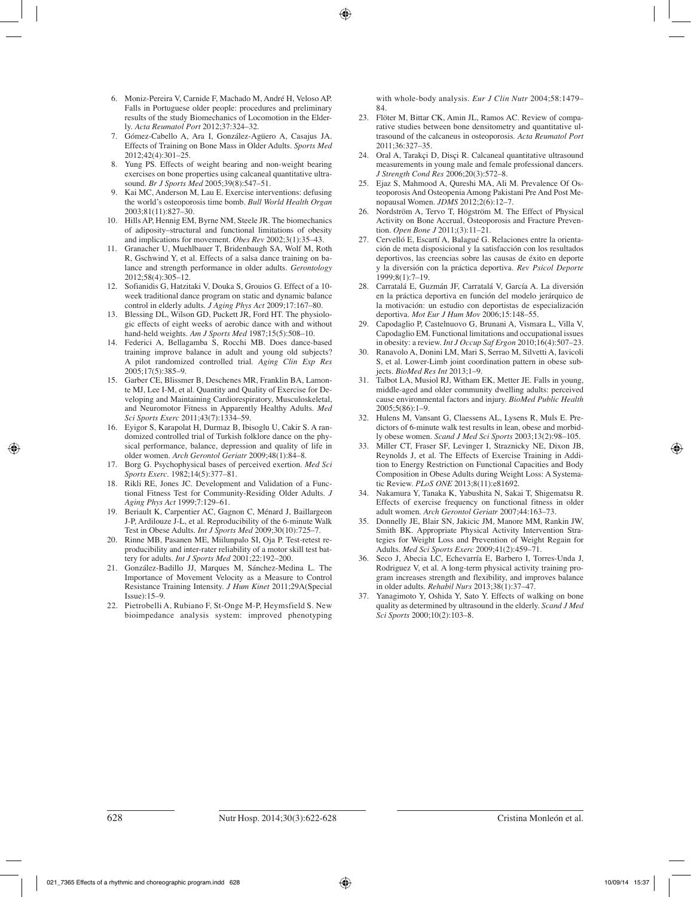6. Moniz-Pereira V, Carnide F, Machado M, André H, Veloso AP. Falls in Portuguese older people: procedures and preliminary results of the study Biomechanics of Locomotion in the Elderly. *Acta Reumatol Port* 2012;37:324–32.
7. Gómez-Cabello A, Ara I, González-Agüero A, Casajus JA. Effects of Training on Bone Mass in Older Adults. *Sports Med* 2012;42(4):301–25.
8. Yung PS. Effects of weight bearing and non-weight bearing exercises on bone properties using calcaneal quantitative ultrasound. *Br J Sports Med* 2005;39(8):547–51.
9. Kai MC, Anderson M, Lau E. Exercise interventions: defusing the world's osteoporosis time bomb. *Bull World Health Organ* 2003;81(11):827–30.
10. Hills AP, Hennig EM, Byrne NM, Steele JR. The biomechanics of adiposity–structural and functional limitations of obesity and implications for movement. *Obes Rev* 2002;3(1):35–43.
11. Granacher U, Muehlbauer T, Bridenbaugh SA, Wolf M, Roth R, Gschwind Y, et al. Effects of a salsa dance training on balance and strength performance in older adults. *Gerontology* 2012;58(4):305–12.
12. Sofianidis G, Hatzitaki V, Douka S, Grouios G. Effect of a 10-week traditional dance program on static and dynamic balance control in elderly adults. *J Aging Phys Act* 2009;17:167–80.
13. Blessing DL, Wilson GD, Puckett JR, Ford HT. The physiologic effects of eight weeks of aerobic dance with and without hand-held weights. *Am J Sports Med* 1987;15(5):508–10.
14. Federici A, Bellagamba S, Rocchi MB. Does dance-based training improve balance in adult and young old subjects? A pilot randomized controlled trial. *Aging Clin Exp Res* 2005;17(5):385–9.
15. Garber CE, Blissmer B, Deschenes MR, Franklin BA, Lamonte MJ, Lee I-M, et al. Quantity and Quality of Exercise for Developing and Maintaining Cardiorespiratory, Musculoskeletal, and Neuromotor Fitness in Apparently Healthy Adults. *Med Sci Sports Exerc* 2011;43(7):1334–59.
16. Eyigor S, Karapolat H, Durmaz B, Ibisoglu U, Cakir S. A randomized controlled trial of Turkish folklore dance on the physical performance, balance, depression and quality of life in older women. *Arch Gerontol Geriatr* 2009;48(1):84–8.
17. Borg G. Psychophysical bases of perceived exertion. *Med Sci Sports Exerc*. 1982;14(5):377–81.
18. Rikli RE, Jones JC. Development and Validation of a Functional Fitness Test for Community-Residing Older Adults. *J Aging Phys Act* 1999;7:129–61.
19. Beriault K, Carpentier AC, Gagnon C, Ménard J, Baillargeon J-P, Ardilouze J-L, et al. Reproducibility of the 6-minute Walk Test in Obese Adults. *Int J Sports Med* 2009;30(10):725–7.
20. Rinne MB, Pasanen ME, Miilunpalo SI, Oja P. Test-retest reproducibility and inter-rater reliability of a motor skill test battery for adults. *Int J Sports Med* 2001;22:192–200.
21. González-Badillo JJ, Marques M, Sánchez-Medina L. The Importance of Movement Velocity as a Measure to Control Resistance Training Intensity. *J Hum Kinet* 2011;29A(Special Issue):15–9.
22. Pietrobelli A, Rubiano F, St-Onge M-P, Heymsfield S. New bioimpedance analysis system: improved phenotyping with whole-body analysis. *Eur J Clin Nutr* 2004;58:1479–84.
23. Flöter M, Bittar CK, Amin JL, Ramos AC. Review of comparative studies between bone densitometry and quantitative ultrasound of the calcaneus in osteoporosis. *Acta Reumatol Port* 2011;36:327–35.
24. Oral A, Tarakçi D, Disçi R. Calcaneal quantitative ultrasound measurements in young male and female professional dancers. *J Strength Cond Res* 2006;20(3):572–8.
25. Ejaz S, Mahmood A, Qureshi MA, Ali M. Prevalence Of Osteoporosis And Osteopenia Among Pakistani Pre And Post Menopausal Women. *JDMS* 2012;2(6):12–7.
26. Nordström A, Tervo T, Högström M. The Effect of Physical Activity on Bone Accrual, Osteoporosis and Fracture Prevention. *Open Bone J* 2011;(3):11–21.
27. Cervelló E, Escartí A, Balagué G. Relaciones entre la orientación de meta disposicional y la satisfacción con los resultados deportivos, las creencias sobre las causas de éxito en deporte y la diversión con la práctica deportiva. *Rev Psicol Deporte* 1999;8(1):7–19.
28. Carratalá E, Guzmán JF, Carratalá V, García A. La diversión en la práctica deportiva en función del modelo jerárquico de la motivación: un estudio con deportistas de especialización deportiva. *Mot Eur J Hum Mov* 2006;15:148–55.
29. Capodaglio P, Castelnuovo G, Brunani A, Vismara L, Villa V, Capodaglio EM. Functional limitations and occupational issues in obesity: a review. *Int J Occup Saf Ergon* 2010;16(4):507–23.
30. Ranavolo A, Donini LM, Mari S, Serrao M, Silvetti A, Iavicoli S, et al. Lower-Limb joint coordination pattern in obese subjects. *BioMed Res Int* 2013;1–9.
31. Talbot LA, Musiol RJ, Witham EK, Metter JE. Falls in young, middle-aged and older community dwelling adults: perceived cause environmental factors and injury. *BioMed Public Health* 2005;5(86):1–9.
32. Hulens M, Vansant G, Claessens AL, Lysens R, Muls E. Predictors of 6-minute walk test results in lean, obese and morbidly obese women. *Scand J Med Sci Sports* 2003;13(2):98–105.
33. Miller CT, Fraser SF, Levinger I, Straznicky NE, Dixon JB, Reynolds J, et al. The Effects of Exercise Training in Addition to Energy Restriction on Functional Capacities and Body Composition in Obese Adults during Weight Loss: A Systematic Review. *PLoS ONE* 2013;8(11):e81692.
34. Nakamura Y, Tanaka K, Yabushita N, Sakai T, Shigematsu R. Effects of exercise frequency on functional fitness in older adult women. *Arch Gerontol Geriatr* 2007;44:163–73.
35. Donnelly JE, Blair SN, Jakicic JM, Manore MM, Rankin JW, Smith BK. Appropriate Physical Activity Intervention Strategies for Weight Loss and Prevention of Weight Regain for Adults. *Med Sci Sports Exerc* 2009;41(2):459–71.
36. Seco J, Abecia LC, Echevarría E, Barbero I, Torres-Unda J, Rodriguez V, et al. A long-term physical activity training program increases strength and flexibility, and improves balance in older adults. *Rehabil Nurs* 2013;38(1):37–47.
37. Yanagimoto Y, Oshida Y, Sato Y. Effects of walking on bone quality as determined by ultrasound in the elderly. *Scand J Med Sci Sports* 2000;10(2):103–8.